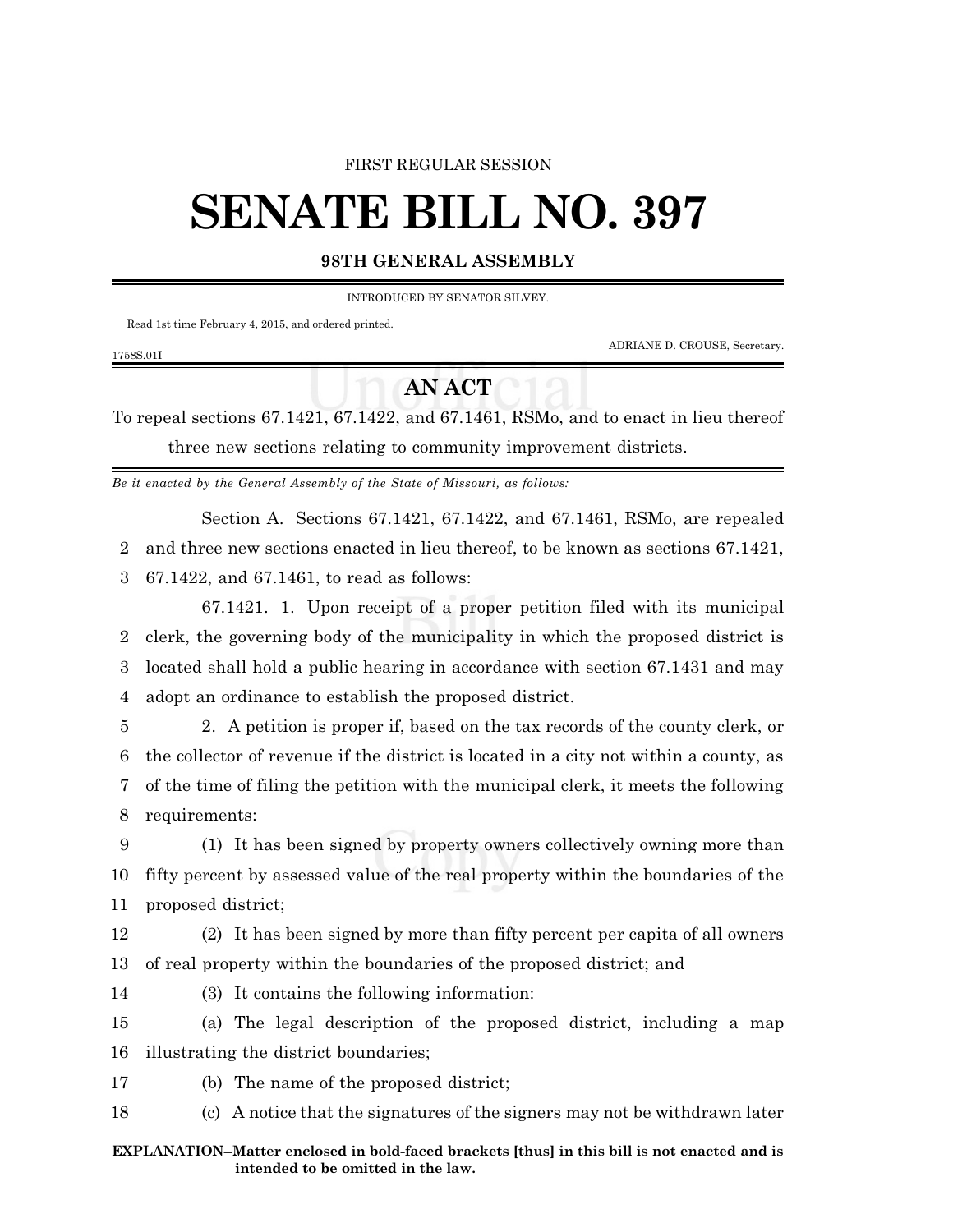FIRST REGULAR SESSION

# SENATE BILL NO. 397

**98TH GENERAL ASSEMBLY**

INTRODUCED BY SENATOR SILVEY.

Read 1st time February 4, 2015, and ordered printed.

ADRIANE D. CROUSE, Secretary.

1758S.01I

## AN ACT

To repeal sections 67.1421, 67.1422, and 67.1461, RSMo, and to enact in lieu thereof three new sections relating to community improvement districts.

*Be it enacted by the General Assembly of the State of Missouri, as follows:*

Section A. Sections 67.1421, 67.1422, and 67.1461, RSMo, are repealed and three new sections enacted in lieu thereof, to be known as sections 67.1421, 67.1422, and 67.1461, to read as follows:

67.1421. 1. Upon receipt of a proper petition filed with its municipal clerk, the governing body of the municipality in which the proposed district is located shall hold a public hearing in accordance with section 67.1431 and may adopt an ordinance to establish the proposed district.

2. A petition is proper if, based on the tax records of the county clerk, or the collector of revenue if the district is located in a city not within a county, as of the time of filing the petition with the municipal clerk, it meets the following requirements:

(1) It has been signed by property owners collectively owning more than fifty percent by assessed value of the real property within the boundaries of the proposed district;

(2) It has been signed by more than fifty percent per capita of all owners of real property within the boundaries of the proposed district; and

(3) It contains the following information:

(a) The legal description of the proposed district, including a map illustrating the district boundaries;

(b) The name of the proposed district;

(c) A notice that the signatures of the signers may not be withdrawn later

**EXPLANATION–Matter enclosed in bold-faced brackets [thus] in this bill is not enacted and is intended to be omitted in the law.**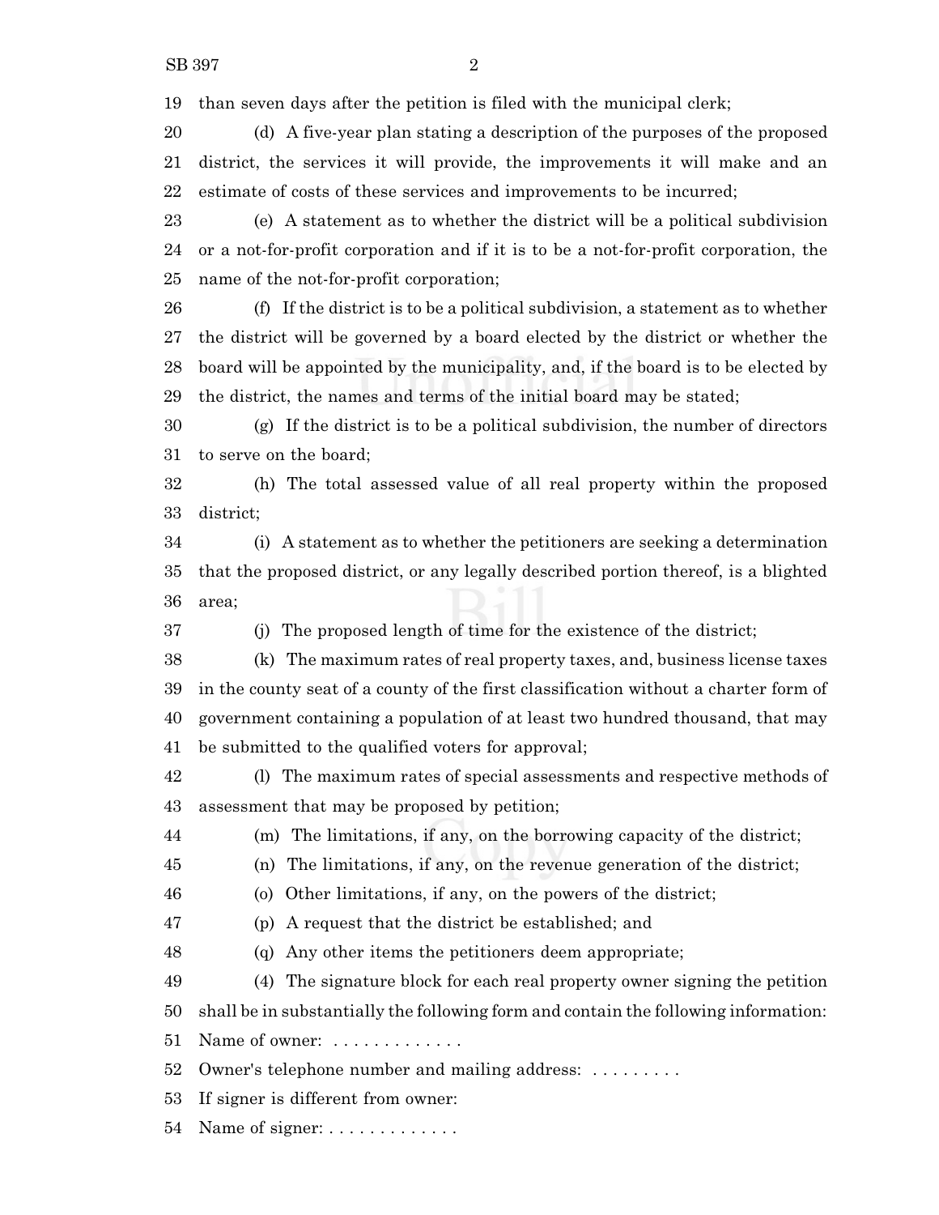than seven days after the petition is filed with the municipal clerk;

(d) A five-year plan stating a description of the purposes of the proposed district, the services it will provide, the improvements it will make and an estimate of costs of these services and improvements to be incurred;

(e) A statement as to whether the district will be a political subdivision or a not-for-profit corporation and if it is to be a not-for-profit corporation, the name of the not-for-profit corporation;

(f) If the district is to be a political subdivision, a statement as to whether the district will be governed by a board elected by the district or whether the board will be appointed by the municipality, and, if the board is to be elected by the district, the names and terms of the initial board may be stated;

(g) If the district is to be a political subdivision, the number of directors to serve on the board;

(h) The total assessed value of all real property within the proposed district;

(i) A statement as to whether the petitioners are seeking a determination that the proposed district, or any legally described portion thereof, is a blighted area;

(j) The proposed length of time for the existence of the district;

(k) The maximum rates of real property taxes, and, business license taxes in the county seat of a county of the first classification without a charter form of government containing a population of at least two hundred thousand, that may be submitted to the qualified voters for approval;

(l) The maximum rates of special assessments and respective methods of assessment that may be proposed by petition;

(m) The limitations, if any, on the borrowing capacity of the district;

(n) The limitations, if any, on the revenue generation of the district;

(o) Other limitations, if any, on the powers of the district;

(p) A request that the district be established; and

(q) Any other items the petitioners deem appropriate;

(4) The signature block for each real property owner signing the petition shall be in substantially the following form and contain the following information:

Name of owner: . . . . . . . . . . . . .

Owner's telephone number and mailing address: . . . . . . . . .

If signer is different from owner:

Name of signer: . . . . . . . . . . . . .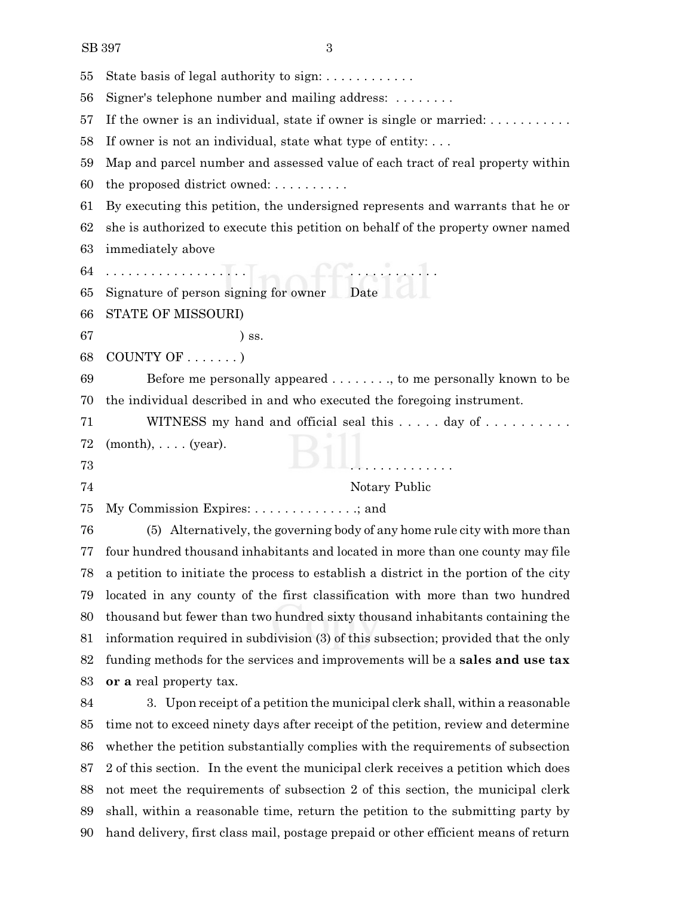State basis of legal authority to sign: . . . . . . . . . . . .

Signer's telephone number and mailing address: . . . . . . . .

If the owner is an individual, state if owner is single or married: . . . . . . . . . . .

If owner is not an individual, state what type of entity: . . .

Map and parcel number and assessed value of each tract of real property within the proposed district owned: . . . . . . . . . .

By executing this petition, the undersigned represents and warrants that he or she is authorized to execute this petition on behalf of the property owner named immediately above

. . . . . . . . . . . . . . . . . . . . . . . . . . . . . .

Signature of person signing for owner Date

STATE OF MISSOURI)

) ss.

COUNTY OF . . . . . . . )

Before me personally appeared . . . . . . . ., to me personally known to be the individual described in and who executed the foregoing instrument.

WITNESS my hand and official seal this . . . . . day of . . . . . . . . . . (month), . . . . (year).

. . . . . . . . . . . . . .

Notary Public

My Commission Expires: . . . . . . . . . . . . . .; and

(5) Alternatively, the governing body of any home rule city with more than four hundred thousand inhabitants and located in more than one county may file a petition to initiate the process to establish a district in the portion of the city located in any county of the first classification with more than two hundred thousand but fewer than two hundred sixty thousand inhabitants containing the information required in subdivision (3) of this subsection; provided that the only funding methods for the services and improvements will be a **sales and use tax or a** real property tax.

3. Upon receipt of a petition the municipal clerk shall, within a reasonable time not to exceed ninety days after receipt of the petition, review and determine whether the petition substantially complies with the requirements of subsection 2 of this section. In the event the municipal clerk receives a petition which does not meet the requirements of subsection 2 of this section, the municipal clerk shall, within a reasonable time, return the petition to the submitting party by hand delivery, first class mail, postage prepaid or other efficient means of return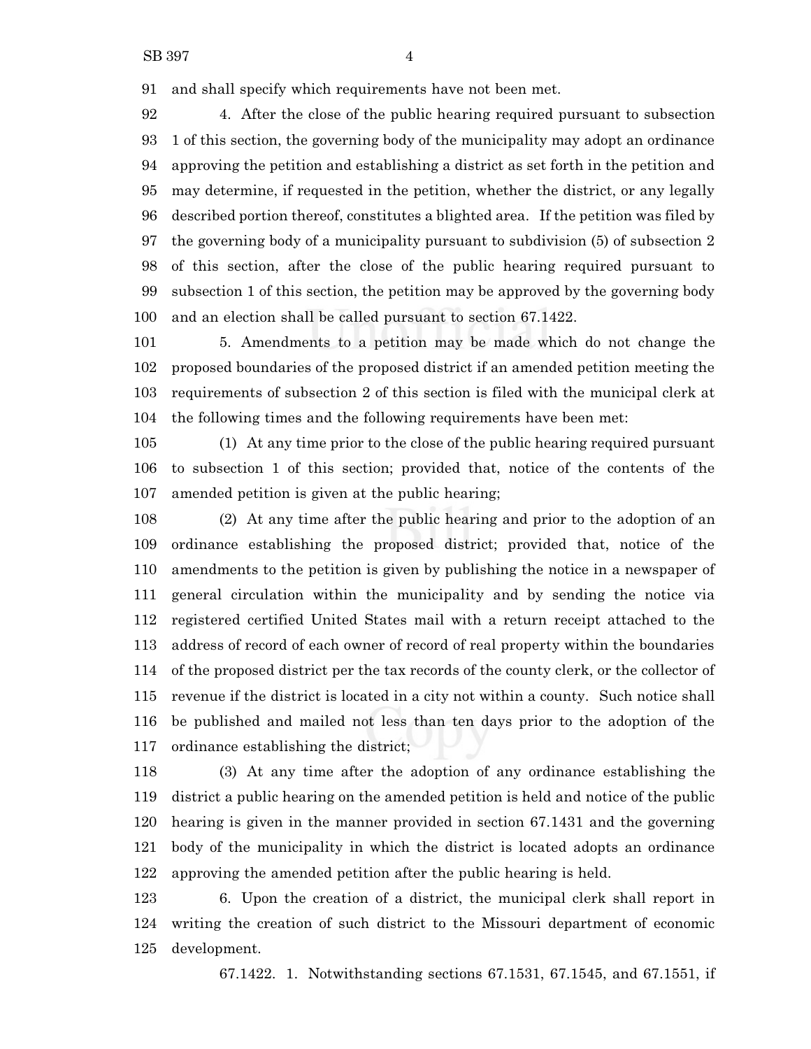and shall specify which requirements have not been met.

4. After the close of the public hearing required pursuant to subsection 1 of this section, the governing body of the municipality may adopt an ordinance approving the petition and establishing a district as set forth in the petition and may determine, if requested in the petition, whether the district, or any legally described portion thereof, constitutes a blighted area. If the petition was filed by the governing body of a municipality pursuant to subdivision (5) of subsection 2 of this section, after the close of the public hearing required pursuant to subsection 1 of this section, the petition may be approved by the governing body and an election shall be called pursuant to section 67.1422.

5. Amendments to a petition may be made which do not change the proposed boundaries of the proposed district if an amended petition meeting the requirements of subsection 2 of this section is filed with the municipal clerk at the following times and the following requirements have been met:

(1) At any time prior to the close of the public hearing required pursuant to subsection 1 of this section; provided that, notice of the contents of the amended petition is given at the public hearing;

(2) At any time after the public hearing and prior to the adoption of an ordinance establishing the proposed district; provided that, notice of the amendments to the petition is given by publishing the notice in a newspaper of general circulation within the municipality and by sending the notice via registered certified United States mail with a return receipt attached to the address of record of each owner of record of real property within the boundaries of the proposed district per the tax records of the county clerk, or the collector of revenue if the district is located in a city not within a county. Such notice shall be published and mailed not less than ten days prior to the adoption of the ordinance establishing the district;

(3) At any time after the adoption of any ordinance establishing the district a public hearing on the amended petition is held and notice of the public hearing is given in the manner provided in section 67.1431 and the governing body of the municipality in which the district is located adopts an ordinance approving the amended petition after the public hearing is held.

6. Upon the creation of a district, the municipal clerk shall report in writing the creation of such district to the Missouri department of economic development.

67.1422. 1. Notwithstanding sections 67.1531, 67.1545, and 67.1551, if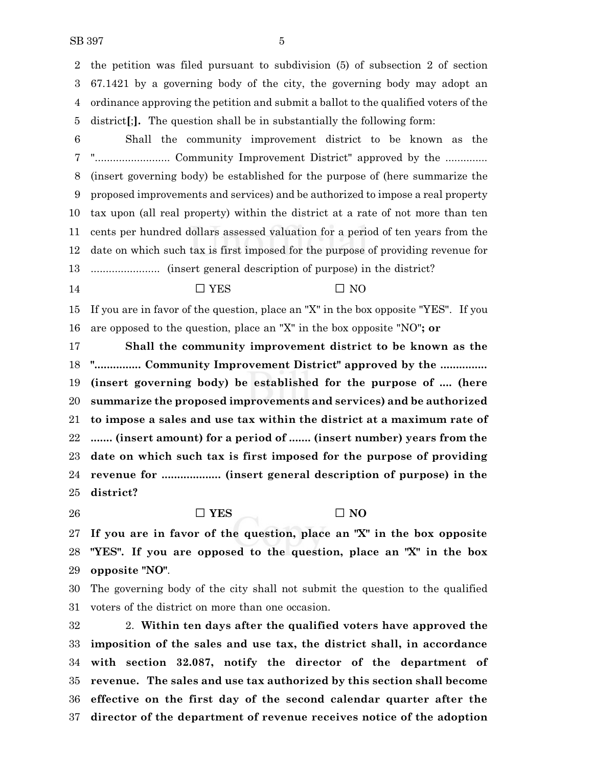the petition was filed pursuant to subdivision (5) of subsection 2 of section 67.1421 by a governing body of the city, the governing body may adopt an ordinance approving the petition and submit a ballot to the qualified voters of the district**[;].** The question shall be in substantially the following form:

Shall the community improvement district to be known as the "......................... Community Improvement District" approved by the ............. (insert governing body) be established for the purpose of (here summarize the proposed improvements and services) and be authorized to impose a real property tax upon (all real property) within the district at a rate of not more than ten cents per hundred dollars assessed valuation for a period of ten years from the date on which such tax is first imposed for the purpose of providing revenue for ....................... (insert general description of purpose) in the district?

☐ YES ☐ NO

If you are in favor of the question, place an "X" in the box opposite "YES". If you are opposed to the question, place an "X" in the box opposite "NO"**; or**

**Shall the community improvement district to be known as the "............... Community Improvement District" approved by the ............... (insert governing body) be established for the purpose of .... (here summarize the proposed improvements and services) and be authorized to impose a sales and use tax within the district at a maximum rate of ....... (insert amount) for a period of ....... (insert number) years from the date on which such tax is first imposed for the purpose of providing revenue for ................... (insert general description of purpose) in the district?**

**☐ YES ☐ NO**

**If you are in favor of the question, place an "X" in the box opposite "YES". If you are opposed to the question, place an "X" in the box opposite "NO"**.

The governing body of the city shall not submit the question to the qualified voters of the district on more than one occasion.

2. **Within ten days after the qualified voters have approved the imposition of the sales and use tax, the district shall, in accordance with section 32.087, notify the director of the department of revenue. The sales and use tax authorized by this section shall become effective on the first day of the second calendar quarter after the director of the department of revenue receives notice of the adoption**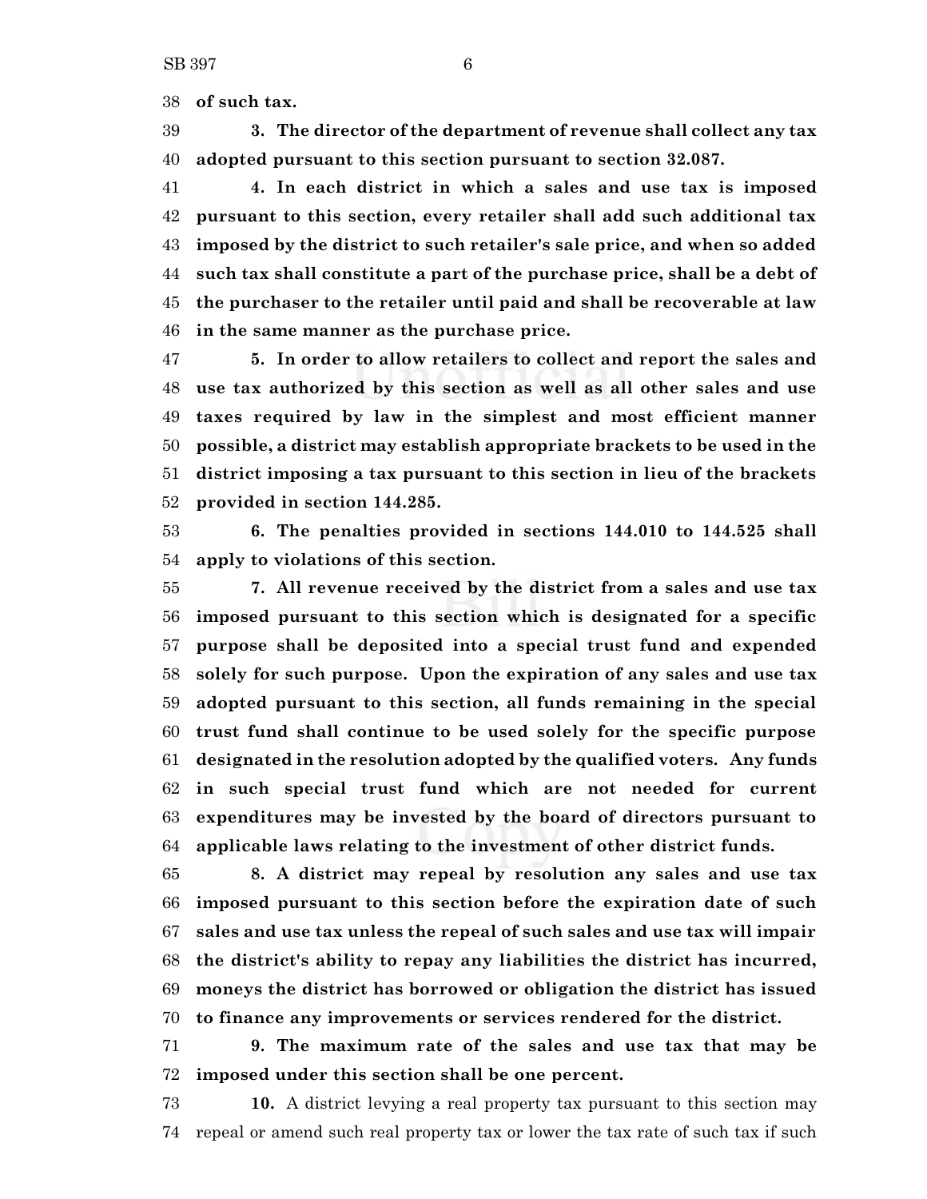**of such tax.**

**3. The director of the department of revenue shall collect any tax adopted pursuant to this section pursuant to section 32.087.**

**4. In each district in which a sales and use tax is imposed pursuant to this section, every retailer shall add such additional tax imposed by the district to such retailer's sale price, and when so added such tax shall constitute a part of the purchase price, shall be a debt of the purchaser to the retailer until paid and shall be recoverable at law in the same manner as the purchase price.**

**5. In order to allow retailers to collect and report the sales and use tax authorized by this section as well as all other sales and use taxes required by law in the simplest and most efficient manner possible, a district may establish appropriate brackets to be used in the district imposing a tax pursuant to this section in lieu of the brackets provided in section 144.285.**

**6. The penalties provided in sections 144.010 to 144.525 shall apply to violations of this section.**

**7. All revenue received by the district from a sales and use tax imposed pursuant to this section which is designated for a specific purpose shall be deposited into a special trust fund and expended solely for such purpose. Upon the expiration of any sales and use tax adopted pursuant to this section, all funds remaining in the special trust fund shall continue to be used solely for the specific purpose designated in the resolution adopted by the qualified voters. Any funds in such special trust fund which are not needed for current expenditures may be invested by the board of directors pursuant to applicable laws relating to the investment of other district funds.**

**8. A district may repeal by resolution any sales and use tax imposed pursuant to this section before the expiration date of such sales and use tax unless the repeal of such sales and use tax will impair the district's ability to repay any liabilities the district has incurred, moneys the district has borrowed or obligation the district has issued to finance any improvements or services rendered for the district.**

**9. The maximum rate of the sales and use tax that may be imposed under this section shall be one percent.**

**10.** A district levying a real property tax pursuant to this section may repeal or amend such real property tax or lower the tax rate of such tax if such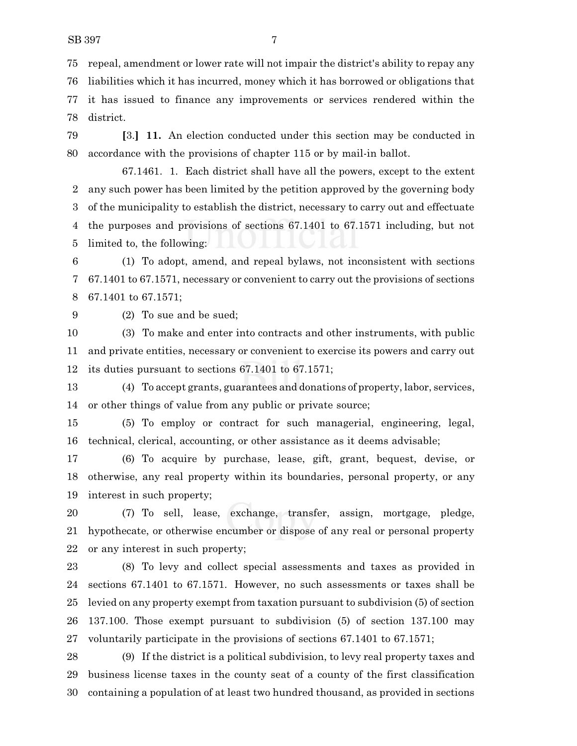repeal, amendment or lower rate will not impair the district's ability to repay any liabilities which it has incurred, money which it has borrowed or obligations that it has issued to finance any improvements or services rendered within the district.

**[**3.**]** **11.** An election conducted under this section may be conducted in accordance with the provisions of chapter 115 or by mail-in ballot.

67.1461. 1. Each district shall have all the powers, except to the extent any such power has been limited by the petition approved by the governing body of the municipality to establish the district, necessary to carry out and effectuate the purposes and provisions of sections 67.1401 to 67.1571 including, but not limited to, the following:

(1) To adopt, amend, and repeal bylaws, not inconsistent with sections 67.1401 to 67.1571, necessary or convenient to carry out the provisions of sections 67.1401 to 67.1571;

(2) To sue and be sued;

(3) To make and enter into contracts and other instruments, with public and private entities, necessary or convenient to exercise its powers and carry out its duties pursuant to sections 67.1401 to 67.1571;

(4) To accept grants, guarantees and donations of property, labor, services, or other things of value from any public or private source;

(5) To employ or contract for such managerial, engineering, legal, technical, clerical, accounting, or other assistance as it deems advisable;

(6) To acquire by purchase, lease, gift, grant, bequest, devise, or otherwise, any real property within its boundaries, personal property, or any interest in such property;

(7) To sell, lease, exchange, transfer, assign, mortgage, pledge, hypothecate, or otherwise encumber or dispose of any real or personal property or any interest in such property;

(8) To levy and collect special assessments and taxes as provided in sections 67.1401 to 67.1571. However, no such assessments or taxes shall be levied on any property exempt from taxation pursuant to subdivision (5) of section 137.100. Those exempt pursuant to subdivision (5) of section 137.100 may voluntarily participate in the provisions of sections 67.1401 to 67.1571;

(9) If the district is a political subdivision, to levy real property taxes and business license taxes in the county seat of a county of the first classification containing a population of at least two hundred thousand, as provided in sections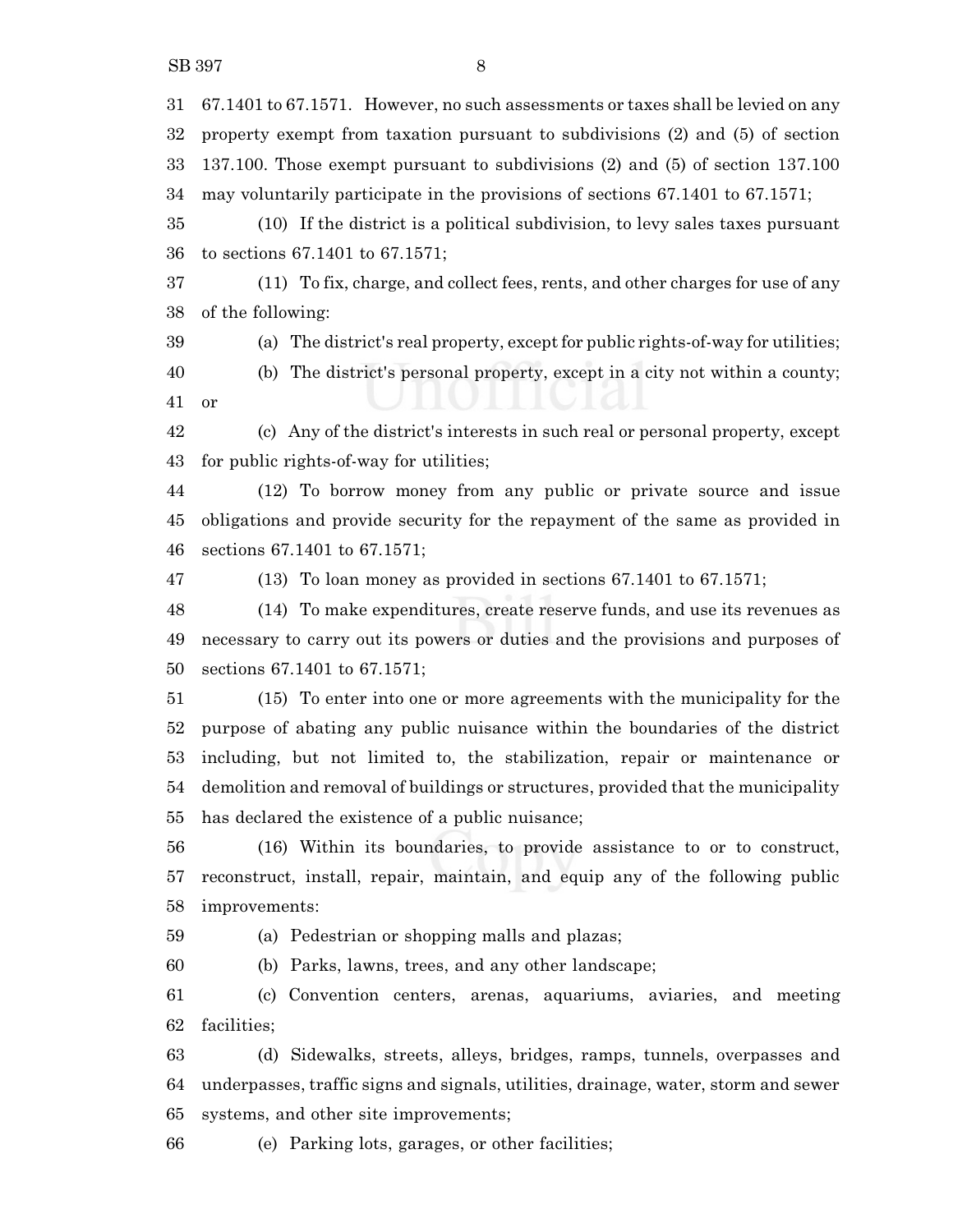67.1401 to 67.1571. However, no such assessments or taxes shall be levied on any property exempt from taxation pursuant to subdivisions (2) and (5) of section 137.100. Those exempt pursuant to subdivisions (2) and (5) of section 137.100 may voluntarily participate in the provisions of sections 67.1401 to 67.1571;

(10) If the district is a political subdivision, to levy sales taxes pursuant to sections 67.1401 to 67.1571;

(11) To fix, charge, and collect fees, rents, and other charges for use of any of the following:

(a) The district's real property, except for public rights-of-way for utilities;

(b) The district's personal property, except in a city not within a county; or

(c) Any of the district's interests in such real or personal property, except for public rights-of-way for utilities;

(12) To borrow money from any public or private source and issue obligations and provide security for the repayment of the same as provided in sections 67.1401 to 67.1571;

(13) To loan money as provided in sections 67.1401 to 67.1571;

(14) To make expenditures, create reserve funds, and use its revenues as necessary to carry out its powers or duties and the provisions and purposes of sections 67.1401 to 67.1571;

(15) To enter into one or more agreements with the municipality for the purpose of abating any public nuisance within the boundaries of the district including, but not limited to, the stabilization, repair or maintenance or demolition and removal of buildings or structures, provided that the municipality has declared the existence of a public nuisance;

(16) Within its boundaries, to provide assistance to or to construct, reconstruct, install, repair, maintain, and equip any of the following public improvements:

(a) Pedestrian or shopping malls and plazas;

(b) Parks, lawns, trees, and any other landscape;

(c) Convention centers, arenas, aquariums, aviaries, and meeting facilities;

(d) Sidewalks, streets, alleys, bridges, ramps, tunnels, overpasses and underpasses, traffic signs and signals, utilities, drainage, water, storm and sewer systems, and other site improvements;

(e) Parking lots, garages, or other facilities;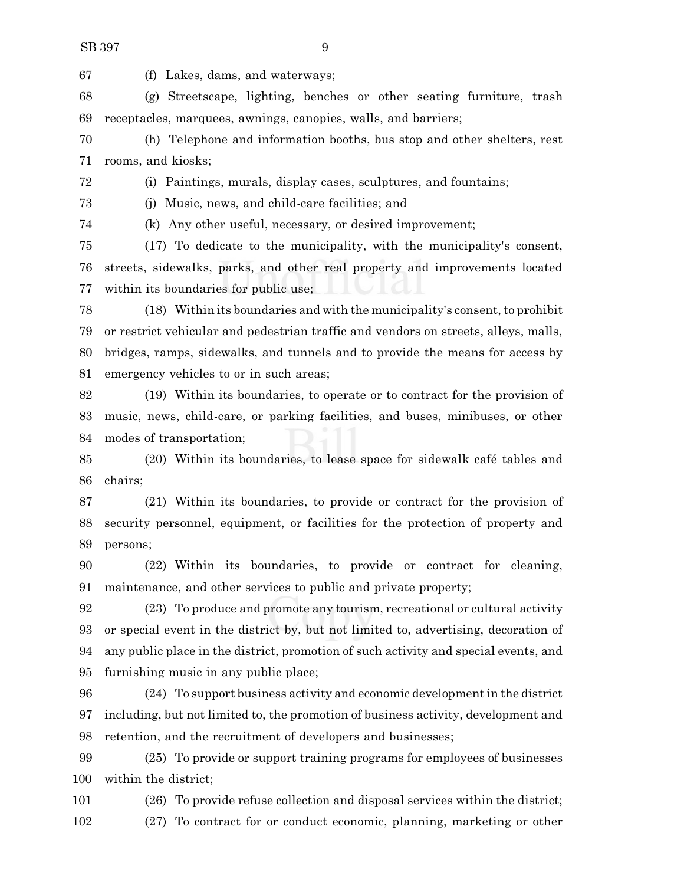(f) Lakes, dams, and waterways;

(g) Streetscape, lighting, benches or other seating furniture, trash receptacles, marquees, awnings, canopies, walls, and barriers;

(h) Telephone and information booths, bus stop and other shelters, rest rooms, and kiosks;

(i) Paintings, murals, display cases, sculptures, and fountains;

(j) Music, news, and child-care facilities; and

(k) Any other useful, necessary, or desired improvement;

(17) To dedicate to the municipality, with the municipality's consent, streets, sidewalks, parks, and other real property and improvements located within its boundaries for public use;

(18) Within its boundaries and with the municipality's consent, to prohibit or restrict vehicular and pedestrian traffic and vendors on streets, alleys, malls, bridges, ramps, sidewalks, and tunnels and to provide the means for access by emergency vehicles to or in such areas;

(19) Within its boundaries, to operate or to contract for the provision of music, news, child-care, or parking facilities, and buses, minibuses, or other modes of transportation;

(20) Within its boundaries, to lease space for sidewalk café tables and chairs;

(21) Within its boundaries, to provide or contract for the provision of security personnel, equipment, or facilities for the protection of property and persons;

(22) Within its boundaries, to provide or contract for cleaning, maintenance, and other services to public and private property;

(23) To produce and promote any tourism, recreational or cultural activity or special event in the district by, but not limited to, advertising, decoration of any public place in the district, promotion of such activity and special events, and furnishing music in any public place;

(24) To support business activity and economic development in the district including, but not limited to, the promotion of business activity, development and retention, and the recruitment of developers and businesses;

(25) To provide or support training programs for employees of businesses within the district;

(26) To provide refuse collection and disposal services within the district;

(27) To contract for or conduct economic, planning, marketing or other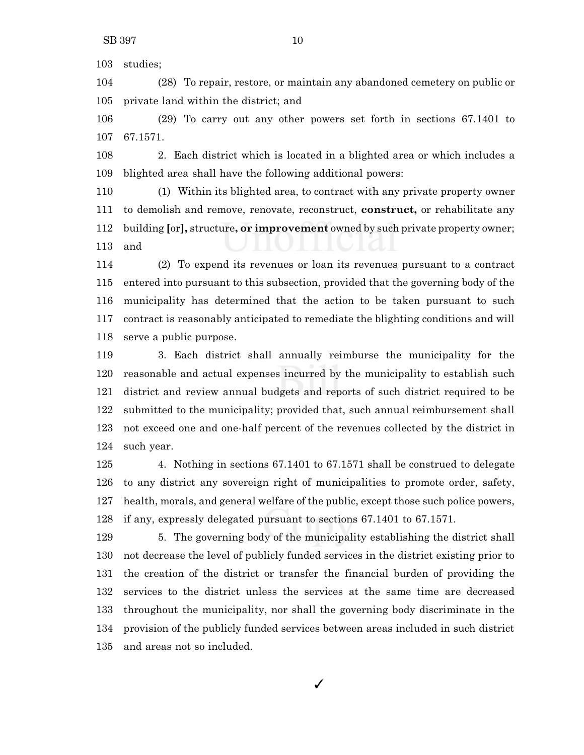studies;

(28) To repair, restore, or maintain any abandoned cemetery on public or private land within the district; and

(29) To carry out any other powers set forth in sections 67.1401 to 67.1571.

2. Each district which is located in a blighted area or which includes a blighted area shall have the following additional powers:

(1) Within its blighted area, to contract with any private property owner to demolish and remove, renovate, reconstruct, **construct,** or rehabilitate any building **[**or**],** structure**, or improvement** owned by such private property owner; and

(2) To expend its revenues or loan its revenues pursuant to a contract entered into pursuant to this subsection, provided that the governing body of the municipality has determined that the action to be taken pursuant to such contract is reasonably anticipated to remediate the blighting conditions and will serve a public purpose.

3. Each district shall annually reimburse the municipality for the reasonable and actual expenses incurred by the municipality to establish such district and review annual budgets and reports of such district required to be submitted to the municipality; provided that, such annual reimbursement shall not exceed one and one-half percent of the revenues collected by the district in such year.

4. Nothing in sections 67.1401 to 67.1571 shall be construed to delegate to any district any sovereign right of municipalities to promote order, safety, health, morals, and general welfare of the public, except those such police powers, if any, expressly delegated pursuant to sections 67.1401 to 67.1571.

5. The governing body of the municipality establishing the district shall not decrease the level of publicly funded services in the district existing prior to the creation of the district or transfer the financial burden of providing the services to the district unless the services at the same time are decreased throughout the municipality, nor shall the governing body discriminate in the provision of the publicly funded services between areas included in such district and areas not so included.

✓